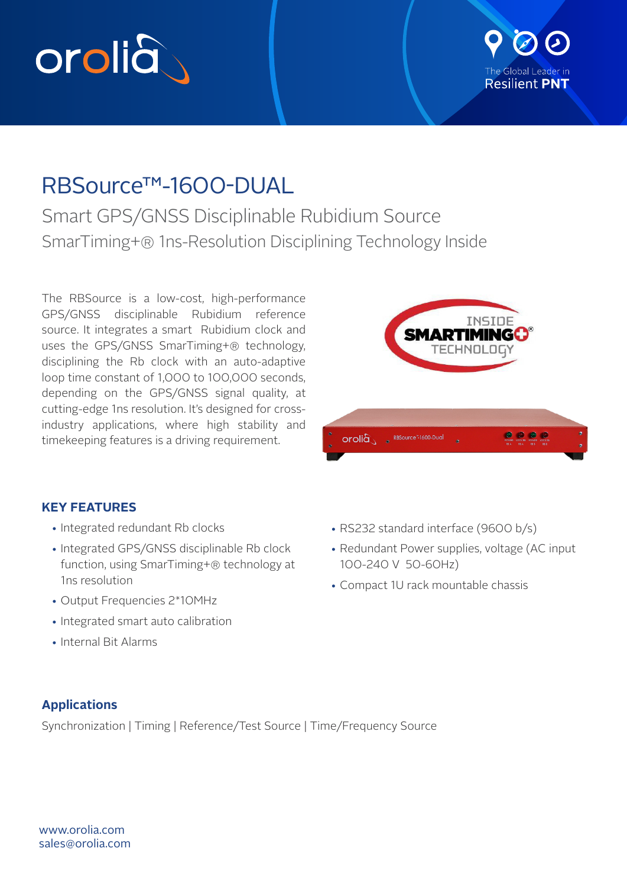# RBSource™-1600-DUAL

## Smart GPS/GNSS Disciplinable Rubidium Source

### SmarTiming+® 1ns-Resolution Disciplining Technology Inside

The RBSource is a low-cost, high-performance GPS/GNSS disciplinable Rubidium reference source. It integrates a smart Rubidium clock and uses the GPS/GNSS SmarTiming+® technology, disciplining the Rb clock with an auto-adaptive loop time constant of 1,000 to 100,000 seconds, depending on the GPS/GNSS signal quality, at cutting-edge 1ns resolution. It's designed for cross-industry applications, where high stability and timekeeping features is a driving requirement.

### KEY FEATURES

- Integrated redundant Rb clocks
- Integrated GPS/GNSS disciplinable Rb clock function, using SmarTiming+® technology at 1ns resolution
- Output Frequencies 2*10MHz
- Integrated smart auto calibration
- Internal Bit Alarms
- RS232 standard interface (9600 b/s)
- Redundant Power supplies, voltage (AC input 100-240 V 50-60Hz)
- Compact 1U rack mountable chassis

### Applications

Synchronization | Timing | Reference/Test Source | Time/Frequency Source

www.orolia.com
sales@orolia.com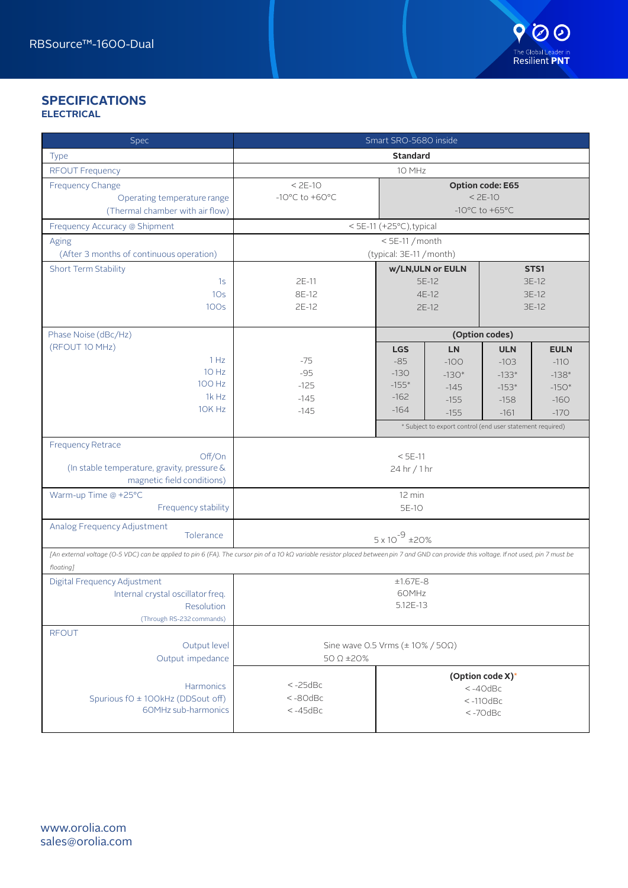## SPECIFICATIONS
### ELECTRICAL

| Spec | Smart SRO-5680 inside | | | | | |
|---|---|---|---|---|---|---|
| Type | Standard | | | | | |
| RFOUT Frequency | 10 MHz | | | | | |
| Frequency Change<br>Operating temperature range<br>(Thermal chamber with air flow) | < 2E-10<br>-10°C to +60°C | **Option code: E65**<br>< 2E-10<br>-10°C to +65°C | | | | |
| Frequency Accuracy @ Shipment | < 5E-11 (+25°C), typical | | | | | |
| Aging<br>(After 3 months of continuous operation) | < 5E-11 / month<br>(typical: 3E-11 / month) | | | | | |
| Short Term Stability | | **w/LN,ULN or EULN** | | **STS1** | | |
| 1s | 2E-11 | 5E-12 | | 3E-12 | | |
| 10s | 8E-12 | 4E-12 | | 3E-12 | | |
| 100s | 2E-12 | 2E-12 | | 3E-12 | | |
| Phase Noise (dBc/Hz)<br>(RFOUT 10 MHz) | | **(Option codes)** | | | | |
| | | **LGS** | **LN** | **ULN** | **EULN** | |
| 1 Hz | -75 | -85 | -100 | -103 | -110 | |
| 10 Hz | -95 | -130 | -130* | -133* | -138* | |
| 100 Hz | -125 | -155* | -145 | -153* | -150* | |
| 1k Hz | -145 | -162 | -155 | -158 | -160 | |
| 10K Hz | -145 | -164 | -155 | -161 | -170 | |
| | | * Subject to export control (end user statement required) | | | | |
| Frequency Retrace<br>Off/On<br>(In stable temperature, gravity, pressure & magnetic field conditions) | < 5E-11<br>24 hr / 1 hr | | | | | |
| Warm-up Time @ +25°C<br>Frequency stability | 12 min<br>5E-10 | | | | | |
| Analog Frequency Adjustment<br>Tolerance | $5 \times 10^{-9}$ ±20% | | | | | |
| *[An external voltage (0-5 VDC) can be applied to pin 6 (FA). The cursor pin of a 10 kΩ variable resistor placed between pin 7 and GND can provide this voltage. If not used, pin 7 must be floating]* | | | | | | |
| Digital Frequency Adjustment<br>Internal crystal oscillator freq.<br>Resolution<br>(Through RS-232 commands) | ±1.67E-8<br>60MHz<br>5.12E-13 | | | | | |
| RFOUT<br>Output level<br>Output impedance | Sine wave 0.5 Vrms (± 10% / 50Ω)<br>50 Ω ±20% | | | | | |
| Harmonics<br>Spurious f0 ± 100kHz (DDSout off)<br>60MHz sub-harmonics | < -25dBc<br>< -80dBc<br>< -45dBc | **(Option code X)***<br>< -40dBc<br>< -110dBc<br>< -70dBc | | | | |

www.orolia.com
sales@orolia.com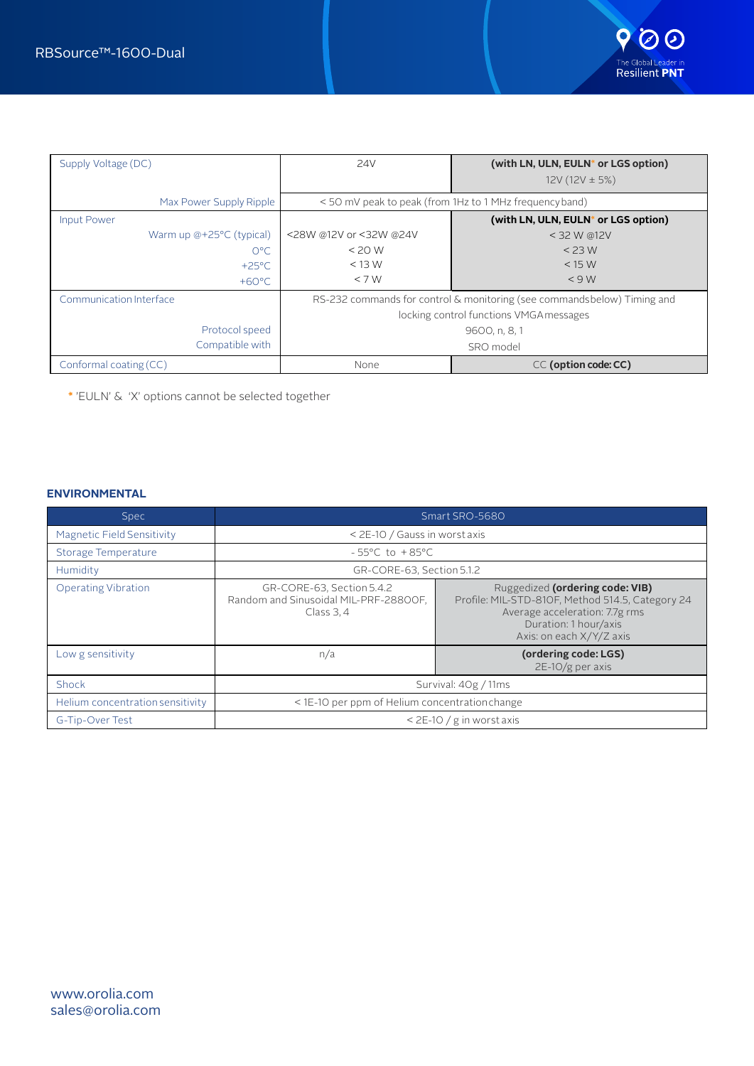| | | |
|---|---|---|
| Supply Voltage (DC) | 24V | **(with LN, ULN, EULN* or LGS option)** 12V (12V ± 5%) |
| Max Power Supply Ripple | < 50 mV peak to peak (from 1Hz to 1 MHz frequency band) | |
| Input Power | | **(with LN, ULN, EULN* or LGS option)** |
| Warm up @+25°C (typical) | <28W @12V or <32W @24V | < 32 W @12V |
| 0°C | < 20 W | < 23 W |
| +25°C | < 13 W | < 15 W |
| +60°C | < 7 W | < 9 W |
| Communication Interface | RS-232 commands for control & monitoring (see commands below) Timing and locking control functions VMGA messages | |
| Protocol speed | 9600, n, 8, 1 | |
| Compatible with | SRO model | |
| Conformal coating (CC) | None | CC **(option code: CC)** |

* 'EULN' & 'X' options cannot be selected together

### ENVIRONMENTAL

| Spec | Smart SRO-5680 | |
|---|---|---|
| Magnetic Field Sensitivity | < 2E-10 / Gauss in worst axis | |
| Storage Temperature | - 55°C to + 85°C | |
| Humidity | GR-CORE-63, Section 5.1.2 | |
| Operating Vibration | GR-CORE-63, Section 5.4.2 Random and Sinusoidal MIL-PRF-28800F, Class 3, 4 | Ruggedized **(ordering code: VIB)** Profile: MIL-STD-810F, Method 514.5, Category 24 Average acceleration: 7.7g rms Duration: 1 hour/axis Axis: on each X/Y/Z axis |
| Low g sensitivity | n/a | **(ordering code: LGS)** 2E-10/g per axis |
| Shock | Survival: 40g / 11ms | |
| Helium concentration sensitivity | < 1E-10 per ppm of Helium concentration change | |
| G-Tip-Over Test | < 2E-10 / g in worst axis | |

www.orolia.com
sales@orolia.com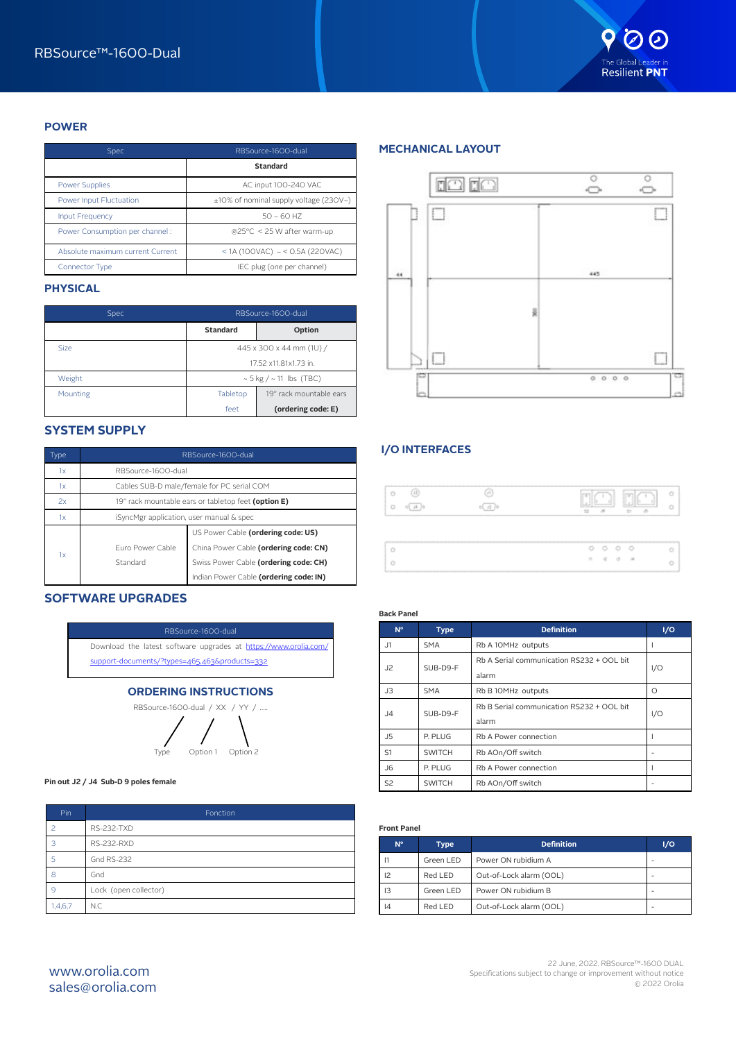## POWER

| Spec | RBSource-1600-dual |
|---|---|
| | **Standard** |
| Power Supplies | AC input 100-240 VAC |
| Power Input Fluctuation | ±10% of nominal supply voltage (230V~) |
| Input Frequency | 50 – 60 HZ |
| Power Consumption per channel : | @25°C < 25 W after warm-up |
| Absolute maximum current Current | < 1A (100VAC) – < 0.5A (220VAC) |
| Connector Type | IEC plug (one per channel) |

## PHYSICAL

| Spec | RBSource-1600-dual | |
|---|---|---|
| | **Standard** | **Option** |
| Size | 445 x 300 x 44 mm (1U) / 17.52 x11.81x1.73 in. | |
| Weight | ~ 5 kg / ~ 11 lbs (TBC) | |
| Mounting | Tabletop feet | 19" rack mountable ears **(ordering code: E)** |

## SYSTEM SUPPLY

| Type | RBSource-1600-dual | |
|---|---|---|
| 1x | RBSource-1600-dual | |
| 1x | Cables SUB-D male/female for PC serial COM | |
| 2x | 19" rack mountable ears or tabletop feet **(option E)** | |
| 1x | iSyncMgr application, user manual & spec | |
| 1x | Euro Power Cable Standard | US Power Cable **(ordering code: US)** |
| | | China Power Cable **(ordering code: CN)** |
| | | Swiss Power Cable **(ordering code: CH)** |
| | | Indian Power Cable **(ordering code: IN)** |

## SOFTWARE UPGRADES

| RBSource-1600-dual |
|---|
| Download the latest software upgrades at https://www.orolia.com/support-documents/?types=465,463&products=332 |

## ORDERING INSTRUCTIONS

RBSource-1600-dual / XX / YY / ....

Type — Option 1 — Option 2

**Pin out J2 / J4 Sub-D 9 poles female**

| Pin | Fonction |
|---|---|
| 2 | RS-232-TXD |
| 3 | RS-232-RXD |
| 5 | Gnd RS-232 |
| 8 | Gnd |
| 9 | Lock (open collector) |
| 1,4,6,7 | N.C |

## MECHANICAL LAYOUT

44

445

300

## I/O INTERFACES

**Back Panel**

| N° | Type | Definition | I/O |
|---|---|---|---|
| J1 | SMA | Rb A 10MHz outputs | I |
| J2 | SUB-D9-F | Rb A Serial communication RS232 + OOL bit alarm | I/O |
| J3 | SMA | Rb B 10MHz outputs | O |
| J4 | SUB-D9-F | Rb B Serial communication RS232 + OOL bit alarm | I/O |
| J5 | P. PLUG | Rb A Power connection | I |
| S1 | SWITCH | Rb AOn/Off switch | - |
| J6 | P. PLUG | Rb A Power connection | I |
| S2 | SWITCH | Rb AOn/Off switch | - |

**Front Panel**

| N° | Type | Definition | I/O |
|---|---|---|---|
| I1 | Green LED | Power ON rubidium A | - |
| I2 | Red LED | Out-of-Lock alarm (OOL) | - |
| I3 | Green LED | Power ON rubidium B | - |
| I4 | Red LED | Out-of-Lock alarm (OOL) | - |

www.orolia.com
sales@orolia.com

22 June, 2022. RBSource™-1600 DUAL
Specifications subject to change or improvement without notice
© 2022 Orolia